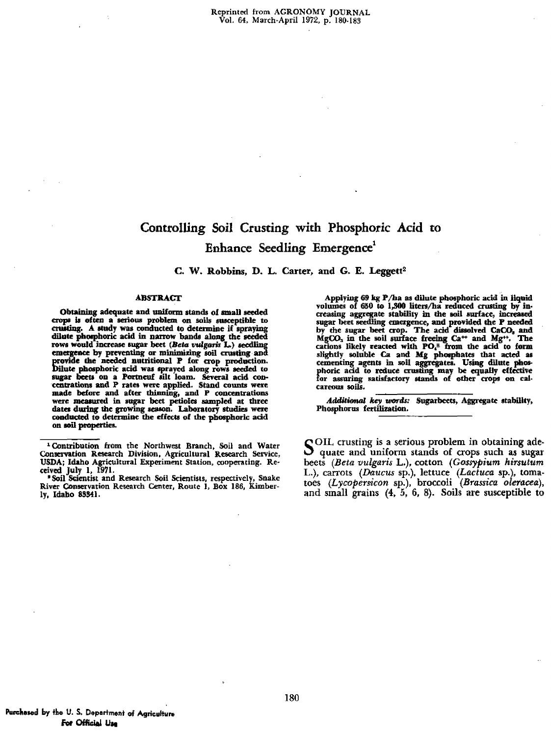Reprinted from AGRONOMY JOURNAL
Vol. 64, March-April 1972, p. 180-183

# Controlling Soil Crusting with Phosphoric Acid to Enhance Seedling Emergence[1]

**C. W. Robbins, D. L. Carter, and G. E. Leggett[2]**

## ABSTRACT

**Obtaining adequate and uniform stands of small seeded crops is often a serious problem on soils susceptible to crusting. A study was conducted to determine if spraying dilute phosphoric acid in narrow bands along the seeded rows would increase sugar beet (*Beta vulgaris* L.) seedling emergence by preventing or minimizing soil crusting and provide the needed nutritional P for crop production. Dilute phosphoric acid was sprayed along rows seeded to sugar beets on a Portneuf silt loam. Several acid concentrations and P rates were applied. Stand counts were made before and after thinning, and P concentrations were measured in sugar beet petioles sampled at three dates during the growing season. Laboratory studies were conducted to determine the effects of the phosphoric acid on soil properties.**

**Applying 69 kg P/ha as dilute phosphoric acid in liquid volumes of 650 to 1,300 liters/ha reduced crusting by increasing aggregate stability in the soil surface, increased sugar beet seedling emergence, and provided the P needed by the sugar beet crop. The acid dissolved $CaCO_3$ and $MgCO_3$ in the soil surface freeing $Ca^{++}$ and $Mg^{++}$. The cations likely reacted with $PO_4^{\equiv}$ from the acid to form slightly soluble Ca and Mg phosphates that acted as cementing agents in soil aggregates. Using dilute phosphoric acid to reduce crusting may be equally effective for assuring satisfactory stands of other crops on calcareous soils.**

***Additional key words:*** **Sugarbeets, Aggregate stability, Phosphorus fertilization.**

[1] Contribution from the Northwest Branch, Soil and Water Conservation Research Division, Agricultural Research Service, USDA; Idaho Agricultural Experiment Station, cooperating. Received July 1, 1971.

[2] Soil Scientist and Research Soil Scientists, respectively, Snake River Conservation Research Center, Route 1, Box 186, Kimberly, Idaho 83341.

SOIL crusting is a serious problem in obtaining adequate and uniform stands of crops such as sugar beets (*Beta vulgaris* L.), cotton (*Gossypium hirsutum* L.), carrots (*Daucus* sp.), lettuce (*Lactuca* sp.), tomatoes (*Lycopersicon* sp.), broccoli (*Brassica oleracea*), and small grains (4, 5, 6, 8). Soils are susceptible to

Purchased by the U. S. Department of Agriculture
For Official Use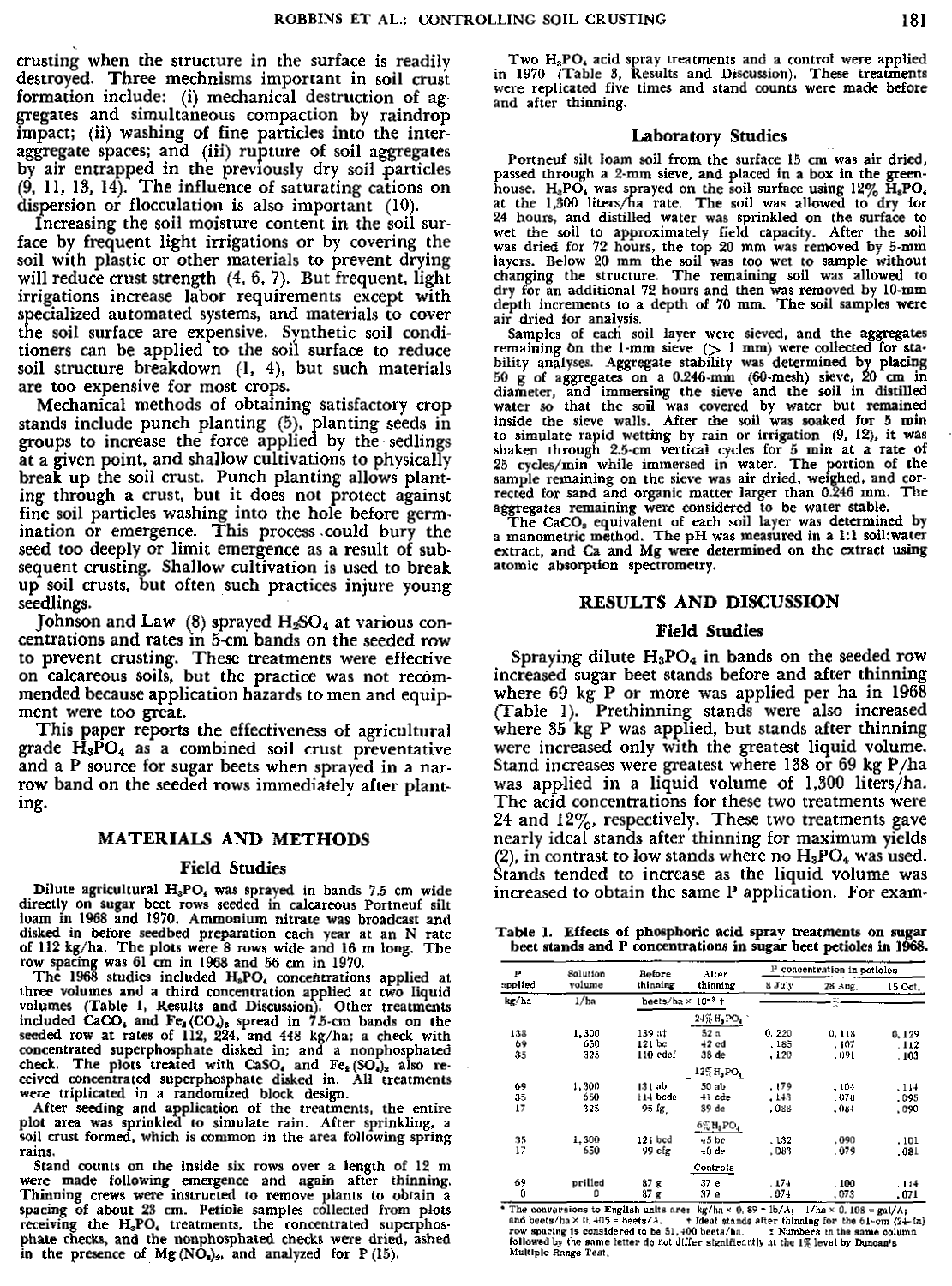crusting when the structure in the surface is readily destroyed. Three mechnisms important in soil crust formation include: (i) mechanical destruction of aggregates and simultaneous compaction by raindrop impact; (ii) washing of fine particles into the interaggregate spaces; and (iii) rupture of soil aggregates by air entrapped in the previously dry soil particles (9, 11, 13, 14). The influence of saturating cations on dispersion or flocculation is also important (10).

Increasing the soil moisture content in the soil surface by frequent light irrigations or by covering the soil with plastic or other materials to prevent drying will reduce crust strength (4, 6, 7). But frequent, light irrigations increase labor requirements except with specialized automated systems, and materials to cover the soil surface are expensive. Synthetic soil conditioners can be applied to the soil surface to reduce soil structure breakdown (1, 4), but such materials are too expensive for most crops.

Mechanical methods of obtaining satisfactory crop stands include punch planting (5), planting seeds in groups to increase the force applied by the sedlings at a given point, and shallow cultivations to physically break up the soil crust. Punch planting allows planting through a crust, but it does not protect against fine soil particles washing into the hole before germination or emergence. This process could bury the seed too deeply or limit emergence as a result of subsequent crusting. Shallow cultivation is used to break up soil crusts, but often such practices injure young seedlings.

Johnson and Law (8) sprayed $H_2SO_4$ at various concentrations and rates in 5-cm bands on the seeded row to prevent crusting. These treatments were effective on calcareous soils, but the practice was not recommended because application hazards to men and equipment were too great.

This paper reports the effectiveness of agricultural grade $H_3PO_4$ as a combined soil crust preventative and a P source for sugar beets when sprayed in a narrow band on the seeded rows immediately after planting.

## MATERIALS AND METHODS

### Field Studies

Dilute agricultural $H_3PO_4$ was sprayed in bands 7.5 cm wide directly on sugar beet rows seeded in calcareous Portneuf silt loam in 1968 and 1970. Ammonium nitrate was broadcast and disked in before seedbed preparation each year at an N rate of 112 kg/ha. The plots were 8 rows wide and 16 m long. The row spacing was 61 cm in 1968 and 56 cm in 1970.

The 1968 studies included $H_3PO_4$ concentrations applied at three volumes and a third concentration applied at two liquid volumes (Table 1, Results and Discussion). Other treatments included $CaCO_4$ and $Fe_2(CO_4)_3$ spread in 7.5-cm bands on the seeded row at rates of 112, 224, and 448 kg/ha; a check with concentrated superphosphate disked in; and a nonphosphated check. The plots treated with $CaSO_4$ and $Fe_2(SO_4)_3$ also received concentrated superphosphate disked in. All treatments were triplicated in a randomized block design.

After seeding and application of the treatments, the entire plot area was sprinkled to simulate rain. After sprinkling, a soil crust formed, which is common in the area following spring rains.

Stand counts on the inside six rows over a length of 12 m were made following emergence and again after thinning. Thinning crews were instructed to remove plants to obtain a spacing of about 23 cm. Petiole samples collected from plots receiving the $H_3PO_4$ treatments, the concentrated superphosphate checks, and the nonphosphated checks were dried, ashed in the presence of $Mg(NO_3)_2$, and analyzed for P (15).

Two $H_3PO_4$ acid spray treatments and a control were applied in 1970 (Table 3, Results and Discussion). These treatments were replicated five times and stand counts were made before and after thinning.

### Laboratory Studies

Portneuf silt loam soil from the surface 15 cm was air dried, passed through a 2-mm sieve, and placed in a box in the greenhouse. $H_3PO_4$ was sprayed on the soil surface using 12% $H_3PO_4$ at the 1,300 liters/ha rate. The soil was allowed to dry for 24 hours, and distilled water was sprinkled on the surface to wet the soil to approximately field capacity. After the soil was dried for 72 hours, the top 20 mm was removed by 5-mm layers. Below 20 mm the soil was too wet to sample without changing the structure. The remaining soil was allowed to dry for an additional 72 hours and then was removed by 10-mm depth increments to a depth of 70 mm. The soil samples were air dried for analysis.

Samples of each soil layer were sieved, and the aggregates remaining on the 1-mm sieve (> 1 mm) were collected for stability analyses. Aggregate stability was determined by placing 50 g of aggregates on a 0.246-mm (60-mesh) sieve, 20 cm in diameter, and immersing the sieve and the soil in distilled water so that the soil was covered by water but remained inside the sieve walls. After the soil was soaked for 5 min to simulate rapid wetting by rain or irrigation (9, 12), it was shaken through 2.5-cm vertical cycles for 5 min at a rate of 25 cycles/min while immersed in water. The portion of the sample remaining on the sieve was air dried, weighed, and corrected for sand and organic matter larger than 0.246 mm. The aggregates remaining were considered to be water stable.

The $CaCO_3$ equivalent of each soil layer was determined by a manometric method. The pH was measured in a 1:1 soil:water extract, and Ca and Mg were determined on the extract using atomic absorption spectrometry.

## RESULTS AND DISCUSSION

### Field Studies

Spraying dilute $H_3PO_4$ in bands on the seeded row increased sugar beet stands before and after thinning where 69 kg P or more was applied per ha in 1968 (Table 1). Prethinning stands were also increased where 35 kg P was applied, but stands after thinning were increased only with the greatest liquid volume. Stand increases were greatest where 138 or 69 kg P/ha was applied in a liquid volume of 1,300 liters/ha. The acid concentrations for these two treatments were 24 and 12%, respectively. These two treatments gave nearly ideal stands after thinning for maximum yields (2), in contrast to low stands where no $H_3PO_4$ was used. Stands tended to increase as the liquid volume was increased to obtain the same P application. For exam-

**Table 1. Effects of phosphoric acid spray treatments on sugar beet stands and P concentrations in sugar beet petioles in 1968.**

| P applied | Solution volume | Before thinning | After thinning | P concentration in petioles | | |
|---|---|---|---|---|---|---|
| | | | | 8 July | 28 Aug. | 15 Oct. |
| kg/ha | l/ha | beets/ha × $10^{-3}$ † | | ‡ | | |
| | | 24% $H_3PO_4$ | | | | |
| 138 | 1,300 | 139 a‡ | 52 a | 0.220 | 0.118 | 0.129 |
| 69 | 650 | 121 bc | 42 cd | .185 | .107 | .112 |
| 35 | 325 | 110 cdef | 38 de | .120 | .091 | .103 |
| | | 12% $H_3PO_4$ | | | | |
| 69 | 1,300 | 131 ab | 50 ab | .179 | .104 | .114 |
| 35 | 650 | 114 bcde | 41 cde | .143 | .078 | .095 |
| 17 | 325 | 95 fg | 39 de | .088 | .084 | .090 |
| | | 6% $H_3PO_4$ | | | | |
| 35 | 1,300 | 121 bcd | 45 bc | .132 | .090 | .101 |
| 17 | 650 | 99 efg | 40 de | .083 | .079 | .081 |
| | | Controls | | | | |
| 69 | prilled | 87 g | 37 e | .174 | .100 | .114 |
| 0 | 0 | 87 g | 37 e | .074 | .073 | .071 |

\* The conversions to English units are: kg/ha × 0.89 = lb/A; l/ha × 0.108 = gal/A; and beets/ha × 0.405 = beets/A. † Ideal stands after thinning for the 61-cm (24-in) row spacing is considered to be 51,400 beets/ha. ‡ Numbers in the same column followed by the same letter do not differ significantly at the 1% level by Duncan's Multiple Range Test.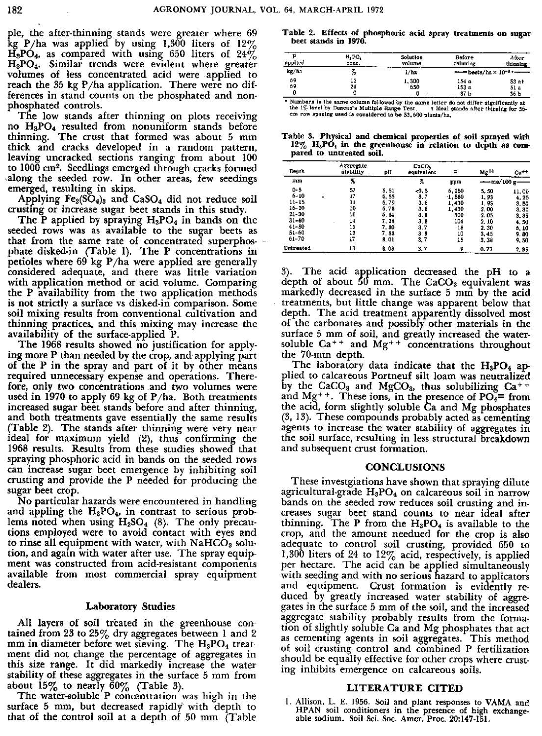ple, the after-thinning stands were greater where 69 kg P/ha was applied by using 1,300 liters of 12% $H_3PO_4$, as compared with using 650 liters of 24% $H_3PO_4$. Similar trends were evident where greater volumes of less concentrated acid were applied to reach the 35 kg P/ha application. There were no differences in stand counts on the phosphated and nonphosphated controls.

The low stands after thinning on plots receiving no $H_3PO_4$ resulted from nonuniform stands before thinning. The crust that formed was about 5 mm thick and cracks developed in a random pattern, leaving uncracked sections ranging from about 100 to 1000 cm². Seedlings emerged through cracks formed along the seeded row. In other areas, few seedings emerged, resulting in skips.

Applying $Fe_2(SO_4)_3$ and $CaSO_4$ did not reduce soil crusting or increase sugar beet stands in this study.

The P applied by spraying $H_3PO_4$ in bands on the seeded rows was as available to the sugar beets as that from the same rate of concentrated superphosphate disked-in (Table 1). The P concentrations in petioles where 69 kg P/ha were applied are generally considered adequate, and there was little variation with application method or acid volume. Comparing the P availability from the two application methods is not strictly a surface vs disked-in comparison. Some soil mixing results from conventional cultivation and thinning practices, and this mixing may increase the availability of the surface-applied P.

The 1968 results showed no justification for applying more P than needed by the crop, and applying part of the P in the spray and part of it by other means required unnecessary expense and operations. Therefore, only two concentrations and two volumes were used in 1970 to apply 69 kg of P/ha. Both treatments increased sugar beet stands before and after thinning, and both treatments gave essentially the same results (Table 2). The stands after thinning were very near ideal for maximum yield (2), thus confirming the 1968 results. Results from these studies showed that spraying phosphoric acid in bands on the seeded rows can increase sugar beet emergence by inhibiting soil crusting and provide the P needed for producing the sugar beet crop.

No particular hazards were encountered in handling and appling the $H_3PO_4$, in contrast to serious problems noted when using $H_2SO_4$ (8). The only precautions employed were to avoid contact with eyes and to rinse all equipment with water, with $NaHCO_3$ solution, and again with water after use. The spray equipment was constructed from acid-resistant components available from most commercial spray equipment dealers.

### Laboratory Studies

All layers of soil treated in the greenhouse contained from 23 to 25% dry aggregates between 1 and 2 mm in diameter before wet sieving. The $H_3PO_4$ treatment did not change the percentage of aggregates in this size range. It did markedly increase the water stability of these aggregates in the surface 5 mm from about 15% to nearly 60% (Table 3).

The water-soluble P concentration was high in the surface 5 mm, but decreased rapidly with depth to that of the control soil at a depth of 50 mm (Table 3). The acid application decreased the pH to a depth of about 50 mm. The $CaCO_3$ equivalent was markedly decreased in the surface 5 mm by the acid treatments, but little change was apparent below that depth. The acid treatment apparently dissolved most of the carbonates and possibly other materials in the surface 5 mm of soil, and greatly increased the water-soluble $Ca^{++}$ and $Mg^{++}$ concentrations throughout the 70-mm depth.

The laboratory data indicate that the $H_3PO_4$ applied to calcareous Portneuf silt loam was neutralized by the $CaCO_3$ and $MgCO_3$, thus solubilizing $Ca^{++}$ and $Mg^{++}$. These ions, in the presence of $PO_4^{\equiv}$ from the acid, form slightly soluble Ca and Mg phosphates (3, 13). These compounds probably acted as cementing agents to increase the water stability of aggregates in the soil surface, resulting in less structural breakdown and subsequent crust formation.

**Table 2. Effects of phosphoric acid spray treatments on sugar beet stands in 1970.**

| P applied | $H_3PO_4$ conc. | Solution volume | Before thinning | After thinning |
|---|---|---|---|---|
| kg/ha | % | l/ha | beets/ha × $10^{-3}$* | |
| 69 | 12 | 1,300 | 154 a | 53 a† |
| 69 | 24 | 650 | 153 a | 51 a |
| 0 | 0 | 0 | 87 b | 36 b |

\* Numbers in the same column followed by the same letter do not differ significantly at the 1% level by Duncan's Multiple Range Test. † Ideal stands after thinning for 56-cm row spacing used is considered to be 53,600 plants/ha.

**Table 3. Physical and chemical properties of soil sprayed with 12% $H_3PO_4$ in the greenhouse in relation to depth as compared to untreated soil.**

| Depth | Aggregate stability | pH | $CaCO_3$ equivalent | P | $Mg^{++}$ | $Ca^{++}$ |
|---|---|---|---|---|---|---|
| mm | % | | % | ppm | me/100 g | |
| 0-5 | 57 | 5.51 | <0.5 | 6,250 | 5.50 | 11.00 |
| 6-10 | 17 | 6.55 | 3.7 | 1,580 | 1.93 | 4.25 |
| 11-15 | 11 | 6.79 | 3.8 | 1,430 | 1.95 | 3.50 |
| 16-20 | 10 | 6.78 | 3.8 | 1,430 | 2.00 | 3.30 |
| 21-30 | 10 | 6.84 | 3.8 | 300 | 2.05 | 3.35 |
| 31-40 | 14 | 7.28 | 3.8 | 104 | 2.10 | 4.50 |
| 41-50 | 12 | 7.80 | 3.7 | 18 | 2.30 | 6.10 |
| 51-60 | 12 | 7.88 | 3.8 | 10 | 3.45 | 9.80 |
| 61-70 | 17 | 8.01 | 3.7 | 15 | 3.38 | 9.50 |
| Untreated | 13 | 8.08 | 3.7 | 9 | 0.73 | 2.35 |

## CONCLUSIONS

These investgiations have shown that spraying dilute agricultural-grade $H_3PO_4$ on calcareous soil in narrow bands on the seeded row reduces soil crusting and increases sugar beet stand counts to near ideal after thinning. The P from the $H_3PO_4$ is available to the crop, and the amount neeeded for the crop is also adequate to control soil crusting, provided 650 to 1,300 liters of 24 to 12% acid, respectively, is applied per hectare. The acid can be applied simultaneously with seeding and with no serious hazard to applicators and equipment. Crust formation is evidently reduced by greatly increased water stability of aggregates in the surface 5 mm of the soil, and the increased aggregate stability probably results from the formation of slightly soluble Ca and Mg phosphates that act as cementing agents in soil aggregates. This method of soil crusting control and combined P fertilization should be equally effective for other crops where crusting inhibits emergence on calcareous soils.

## LITERATURE CITED

1. Allison, L. E. 1956. Soil and plant responses to VAMA and HPAN soil conditioners in the presence of high exchangeable sodium. Soil Sci. Soc. Amer. Proc. 20:147-151.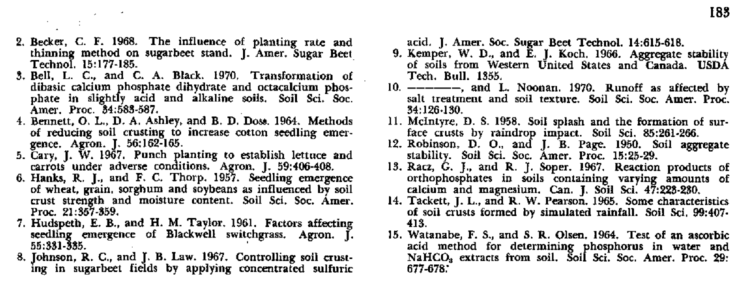2. Becker, C. F. 1968. The influence of planting rate and thinning method on sugarbeet stand. J. Amer. Sugar Beet Technol. 15:177-185.
3. Bell, L. C., and C. A. Black. 1970. Transformation of dibasic calcium phosphate dihydrate and octacalcium phosphate in slightly acid and alkaline soils. Soil Sci. Soc. Amer. Proc. 34:583-587.
4. Bennett, O. L., D. A. Ashley, and B. D. Doss. 1964. Methods of reducing soil crusting to increase cotton seedling emergence. Agron. J. 56:162-165.
5. Cary, J. W. 1967. Punch planting to establish lettuce and carrots under adverse conditions. Agron. J. 59:406-408.
6. Hanks, R. J., and F. C. Thorp. 1957. Seedling emergence of wheat, grain, sorghum and soybeans as influenced by soil crust strength and moisture content. Soil Sci. Soc. Amer. Proc. 21:357-359.
7. Hudspeth, E. B., and H. M. Taylor. 1961. Factors affecting seedling emergence of Blackwell switchgrass. Agron. J. 55:331-335.
8. Johnson, R. C., and J. B. Law. 1967. Controlling soil crusting in sugarbeet fields by applying concentrated sulfuric acid. J. Amer. Soc. Sugar Beet Technol. 14:615-618.
9. Kemper, W. D., and E. J. Koch. 1966. Aggregate stability of soils from Western United States and Canada. USDA Tech. Bull. 1355.
10. ———, and L. Noonan. 1970. Runoff as affected by salt treatment and soil texture. Soil Sci. Soc. Amer. Proc. 34:126-130.
11. McIntyre, D. S. 1958. Soil splash and the formation of surface crusts by raindrop impact. Soil Sci. 85:261-266.
12. Robinson, D. O., and J. B. Page. 1950. Soil aggregate stability. Soil Sci. Soc. Amer. Proc. 15:25-29.
13. Racz, G. J., and R. J. Soper. 1967. Reaction products of orthophosphates in soils containing varying amounts of calcium and magnesium. Can. J. Soil Sci. 47:223-230.
14. Tackett, J. L., and R. W. Pearson. 1965. Some characteristics of soil crusts formed by simulated rainfall. Soil Sci. 99:407-413.
15. Watanabe, F. S., and S. R. Olsen. 1964. Test of an ascorbic acid method for determining phosphorus in water and $NaHCO_3$ extracts from soil. Soil Sci. Soc. Amer. Proc. 29: 677-678.